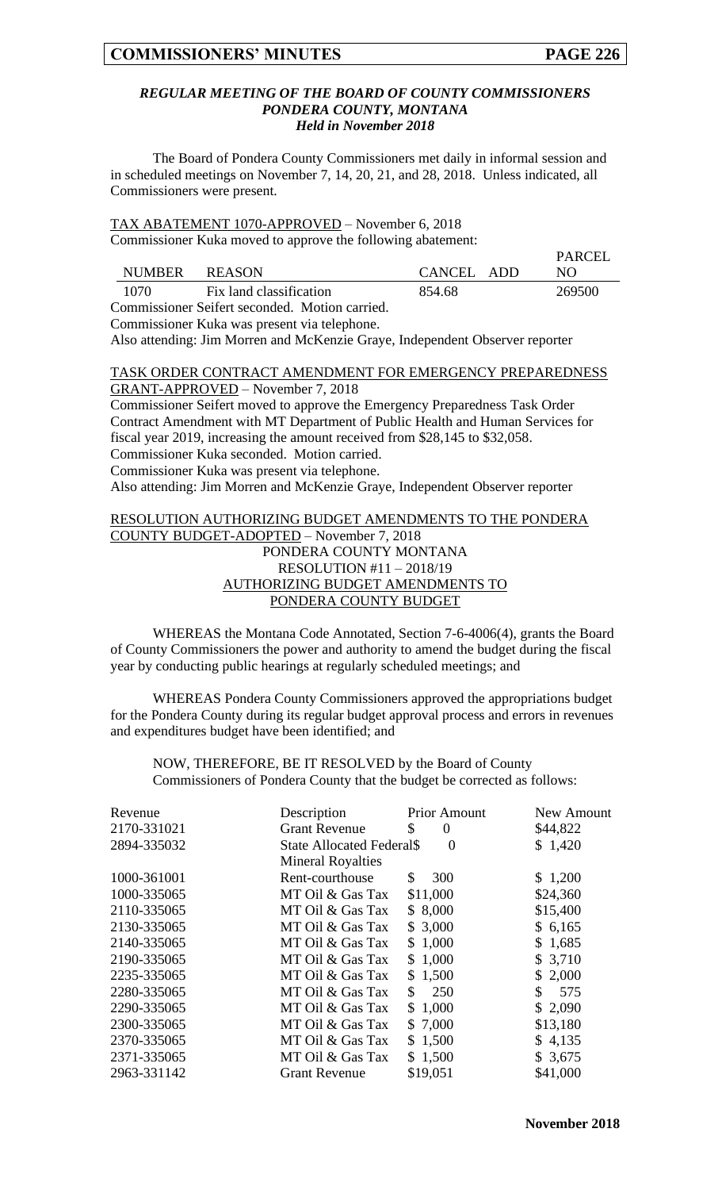### *REGULAR MEETING OF THE BOARD OF COUNTY COMMISSIONERS*
### *PONDERA COUNTY, MONTANA*
### *Held in November 2018*

The Board of Pondera County Commissioners met daily in informal session and in scheduled meetings on November 7, 14, 20, 21, and 28, 2018. Unless indicated, all Commissioners were present.

TAX ABATEMENT 1070-APPROVED – November 6, 2018

Commissioner Kuka moved to approve the following abatement:

| NUMBER | REASON | CANCEL | ADD | PARCEL NO |
|---|---|---|---|---|
| 1070 | Fix land classification | 854.68 | | 269500 |

Commissioner Seifert seconded. Motion carried.

Commissioner Kuka was present via telephone.

Also attending: Jim Morren and McKenzie Graye, Independent Observer reporter

TASK ORDER CONTRACT AMENDMENT FOR EMERGENCY PREPAREDNESS GRANT-APPROVED – November 7, 2018

Commissioner Seifert moved to approve the Emergency Preparedness Task Order Contract Amendment with MT Department of Public Health and Human Services for fiscal year 2019, increasing the amount received from $28,145 to $32,058.

Commissioner Kuka seconded. Motion carried.

Commissioner Kuka was present via telephone.

Also attending: Jim Morren and McKenzie Graye, Independent Observer reporter

RESOLUTION AUTHORIZING BUDGET AMENDMENTS TO THE PONDERA COUNTY BUDGET-ADOPTED – November 7, 2018

PONDERA COUNTY MONTANA
RESOLUTION #11 – 2018/19
AUTHORIZING BUDGET AMENDMENTS TO
PONDERA COUNTY BUDGET

WHEREAS the Montana Code Annotated, Section 7-6-4006(4), grants the Board of County Commissioners the power and authority to amend the budget during the fiscal year by conducting public hearings at regularly scheduled meetings; and

WHEREAS Pondera County Commissioners approved the appropriations budget for the Pondera County during its regular budget approval process and errors in revenues and expenditures budget have been identified; and

NOW, THEREFORE, BE IT RESOLVED by the Board of County Commissioners of Pondera County that the budget be corrected as follows:

| Revenue | Description | Prior Amount | New Amount |
|---|---|---|---|
| 2170-331021 | Grant Revenue | $ 0 | $44,822 |
| 2894-335032 | State Allocated Federal Mineral Royalties | $ 0 | $ 1,420 |
| 1000-361001 | Rent-courthouse | $ 300 | $ 1,200 |
| 1000-335065 | MT Oil & Gas Tax | $11,000 | $24,360 |
| 2110-335065 | MT Oil & Gas Tax | $ 8,000 | $15,400 |
| 2130-335065 | MT Oil & Gas Tax | $ 3,000 | $ 6,165 |
| 2140-335065 | MT Oil & Gas Tax | $ 1,000 | $ 1,685 |
| 2190-335065 | MT Oil & Gas Tax | $ 1,000 | $ 3,710 |
| 2235-335065 | MT Oil & Gas Tax | $ 1,500 | $ 2,000 |
| 2280-335065 | MT Oil & Gas Tax | $ 250 | $ 575 |
| 2290-335065 | MT Oil & Gas Tax | $ 1,000 | $ 2,090 |
| 2300-335065 | MT Oil & Gas Tax | $ 7,000 | $13,180 |
| 2370-335065 | MT Oil & Gas Tax | $ 1,500 | $ 4,135 |
| 2371-335065 | MT Oil & Gas Tax | $ 1,500 | $ 3,675 |
| 2963-331142 | Grant Revenue | $19,051 | $41,000 |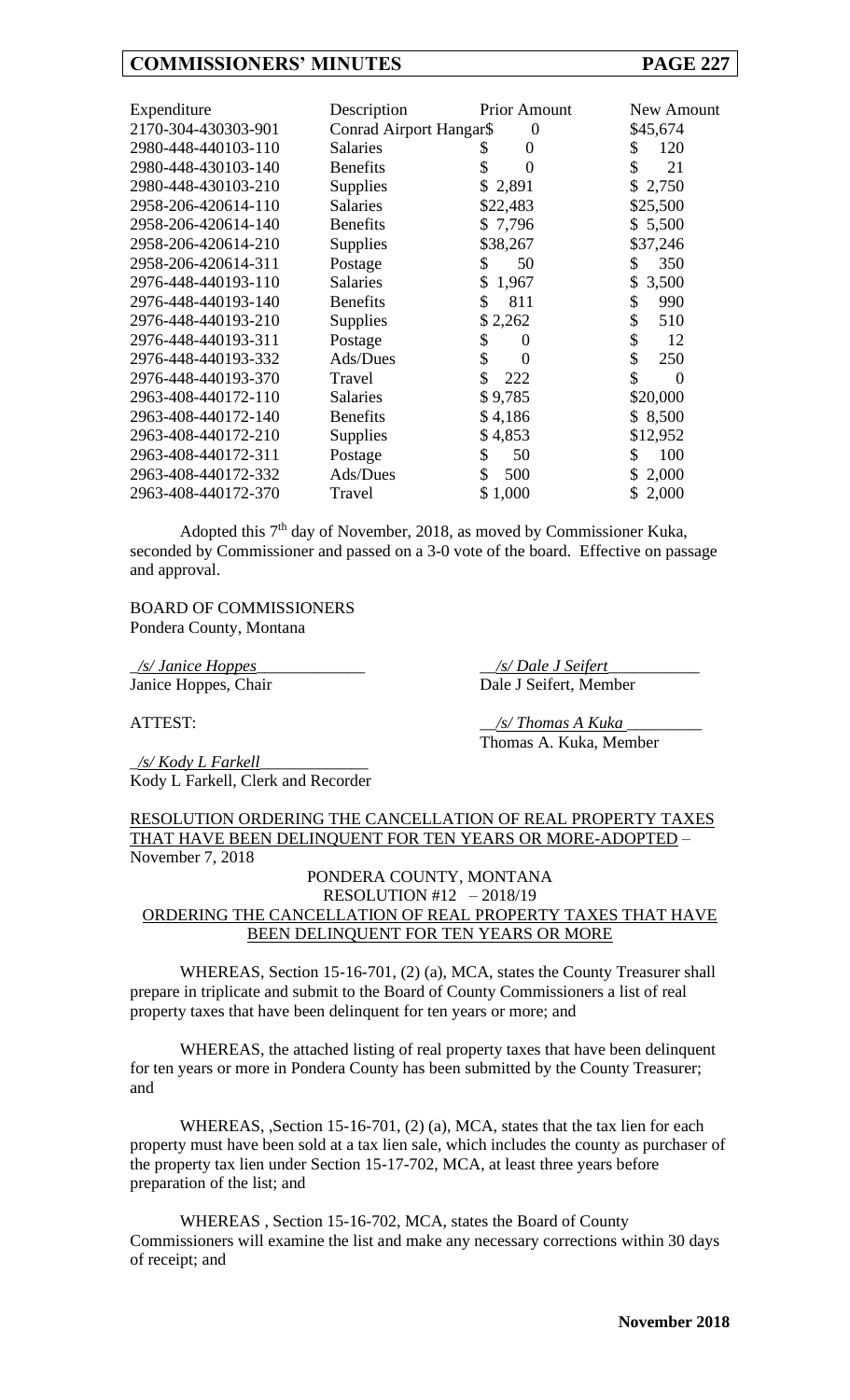| Expenditure | Description | Prior Amount | New Amount |
|---|---|---|---|
| 2170-304-430303-901 | Conrad Airport Hangar | $ 0 | $45,674 |
| 2980-448-440103-110 | Salaries | $ 0 | $ 120 |
| 2980-448-430103-140 | Benefits | $ 0 | $ 21 |
| 2980-448-430103-210 | Supplies | $ 2,891 | $ 2,750 |
| 2958-206-420614-110 | Salaries | $22,483 | $25,500 |
| 2958-206-420614-140 | Benefits | $ 7,796 | $ 5,500 |
| 2958-206-420614-210 | Supplies | $38,267 | $37,246 |
| 2958-206-420614-311 | Postage | $ 50 | $ 350 |
| 2976-448-440193-110 | Salaries | $ 1,967 | $ 3,500 |
| 2976-448-440193-140 | Benefits | $ 811 | $ 990 |
| 2976-448-440193-210 | Supplies | $ 2,262 | $ 510 |
| 2976-448-440193-311 | Postage | $ 0 | $ 12 |
| 2976-448-440193-332 | Ads/Dues | $ 0 | $ 250 |
| 2976-448-440193-370 | Travel | $ 222 | $ 0 |
| 2963-408-440172-110 | Salaries | $ 9,785 | $20,000 |
| 2963-408-440172-140 | Benefits | $ 4,186 | $ 8,500 |
| 2963-408-440172-210 | Supplies | $ 4,853 | $12,952 |
| 2963-408-440172-311 | Postage | $ 50 | $ 100 |
| 2963-408-440172-332 | Ads/Dues | $ 500 | $ 2,000 |
| 2963-408-440172-370 | Travel | $ 1,000 | $ 2,000 |

Adopted this 7th day of November, 2018, as moved by Commissioner Kuka, seconded by Commissioner and passed on a 3-0 vote of the board. Effective on passage and approval.

BOARD OF COMMISSIONERS
Pondera County, Montana

*/s/ Janice Hoppes*
Janice Hoppes, Chair

*/s/ Dale J Seifert*
Dale J Seifert, Member

ATTEST:

*/s/ Thomas A Kuka*
Thomas A. Kuka, Member

*/s/ Kody L Farkell*
Kody L Farkell, Clerk and Recorder

RESOLUTION ORDERING THE CANCELLATION OF REAL PROPERTY TAXES THAT HAVE BEEN DELINQUENT FOR TEN YEARS OR MORE-ADOPTED – November 7, 2018

PONDERA COUNTY, MONTANA
RESOLUTION #12 – 2018/19
ORDERING THE CANCELLATION OF REAL PROPERTY TAXES THAT HAVE BEEN DELINQUENT FOR TEN YEARS OR MORE

WHEREAS, Section 15-16-701, (2) (a), MCA, states the County Treasurer shall prepare in triplicate and submit to the Board of County Commissioners a list of real property taxes that have been delinquent for ten years or more; and

WHEREAS, the attached listing of real property taxes that have been delinquent for ten years or more in Pondera County has been submitted by the County Treasurer; and

WHEREAS, ,Section 15-16-701, (2) (a), MCA, states that the tax lien for each property must have been sold at a tax lien sale, which includes the county as purchaser of the property tax lien under Section 15-17-702, MCA, at least three years before preparation of the list; and

WHEREAS , Section 15-16-702, MCA, states the Board of County Commissioners will examine the list and make any necessary corrections within 30 days of receipt; and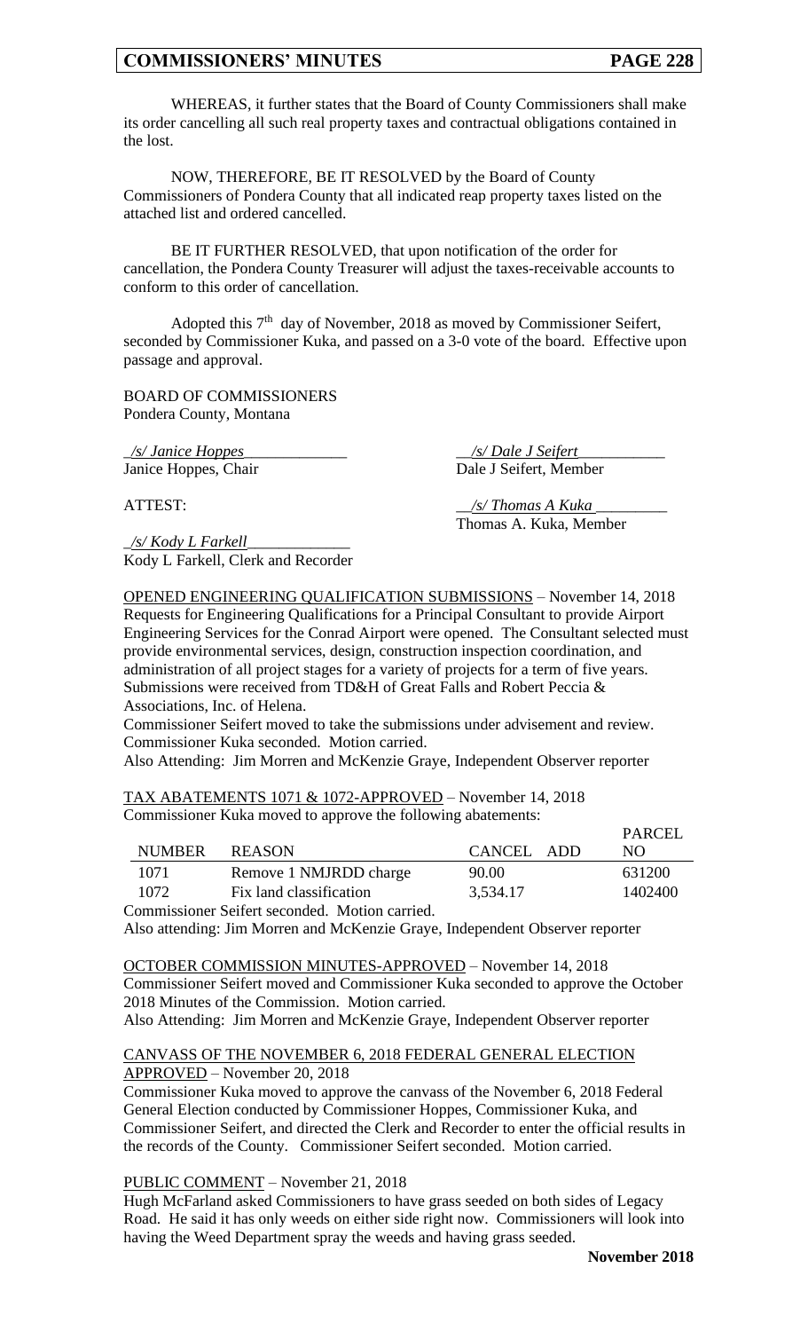WHEREAS, it further states that the Board of County Commissioners shall make its order cancelling all such real property taxes and contractual obligations contained in the lost.

NOW, THEREFORE, BE IT RESOLVED by the Board of County Commissioners of Pondera County that all indicated reap property taxes listed on the attached list and ordered cancelled.

BE IT FURTHER RESOLVED, that upon notification of the order for cancellation, the Pondera County Treasurer will adjust the taxes-receivable accounts to conform to this order of cancellation.

Adopted this 7th day of November, 2018 as moved by Commissioner Seifert, seconded by Commissioner Kuka, and passed on a 3-0 vote of the board. Effective upon passage and approval.

BOARD OF COMMISSIONERS
Pondera County, Montana

_/s/ Janice Hoppes_
Janice Hoppes, Chair

_/s/ Dale J Seifert_
Dale J Seifert, Member

ATTEST:

_/s/ Thomas A Kuka_
Thomas A. Kuka, Member

_/s/ Kody L Farkell_
Kody L Farkell, Clerk and Recorder

OPENED ENGINEERING QUALIFICATION SUBMISSIONS – November 14, 2018
Requests for Engineering Qualifications for a Principal Consultant to provide Airport Engineering Services for the Conrad Airport were opened. The Consultant selected must provide environmental services, design, construction inspection coordination, and administration of all project stages for a variety of projects for a term of five years. Submissions were received from TD&H of Great Falls and Robert Peccia & Associations, Inc. of Helena.
Commissioner Seifert moved to take the submissions under advisement and review. Commissioner Kuka seconded. Motion carried.
Also Attending: Jim Morren and McKenzie Graye, Independent Observer reporter

TAX ABATEMENTS 1071 & 1072-APPROVED – November 14, 2018
Commissioner Kuka moved to approve the following abatements:

| NUMBER | REASON | CANCEL | ADD | PARCEL NO |
|---|---|---|---|---|
| 1071 | Remove 1 NMJRDD charge | 90.00 | | 631200 |
| 1072 | Fix land classification | 3,534.17 | | 1402400 |

Commissioner Seifert seconded. Motion carried.
Also attending: Jim Morren and McKenzie Graye, Independent Observer reporter

OCTOBER COMMISSION MINUTES-APPROVED – November 14, 2018
Commissioner Seifert moved and Commissioner Kuka seconded to approve the October 2018 Minutes of the Commission. Motion carried.
Also Attending: Jim Morren and McKenzie Graye, Independent Observer reporter

CANVASS OF THE NOVEMBER 6, 2018 FEDERAL GENERAL ELECTION APPROVED – November 20, 2018
Commissioner Kuka moved to approve the canvass of the November 6, 2018 Federal General Election conducted by Commissioner Hoppes, Commissioner Kuka, and Commissioner Seifert, and directed the Clerk and Recorder to enter the official results in the records of the County. Commissioner Seifert seconded. Motion carried.

PUBLIC COMMENT – November 21, 2018
Hugh McFarland asked Commissioners to have grass seeded on both sides of Legacy Road. He said it has only weeds on either side right now. Commissioners will look into having the Weed Department spray the weeds and having grass seeded.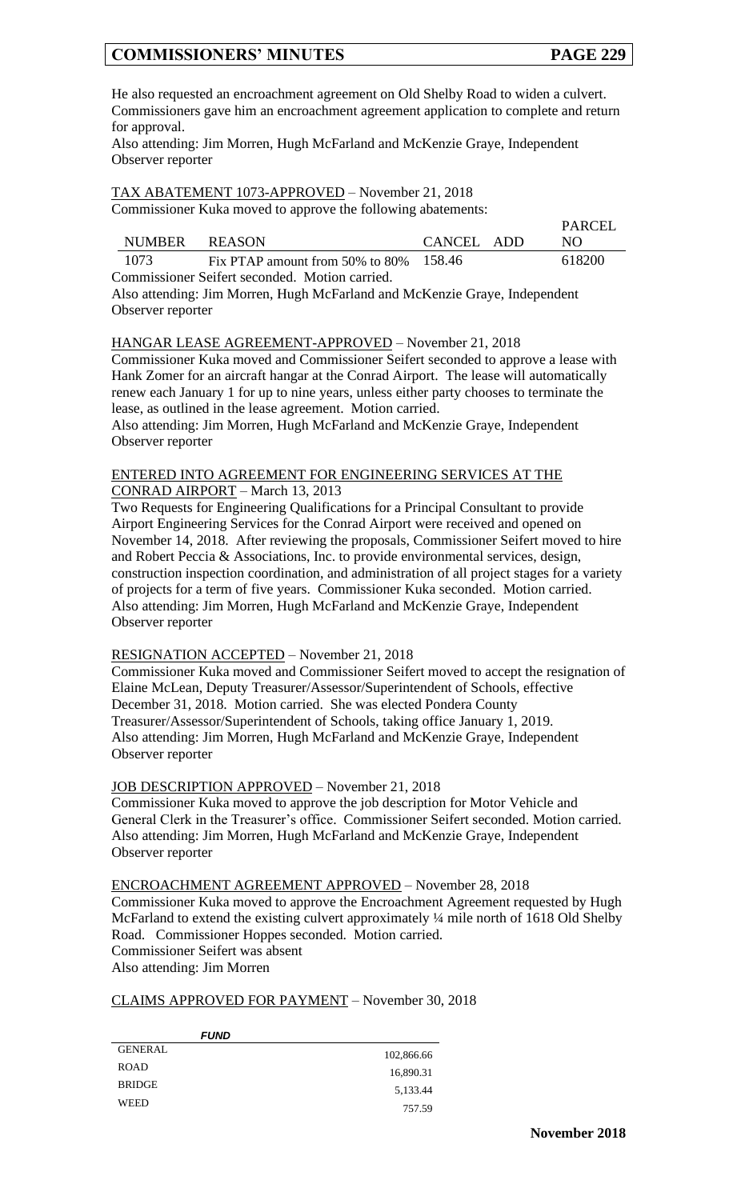He also requested an encroachment agreement on Old Shelby Road to widen a culvert. Commissioners gave him an encroachment agreement application to complete and return for approval.
Also attending: Jim Morren, Hugh McFarland and McKenzie Graye, Independent Observer reporter

TAX ABATEMENT 1073-APPROVED – November 21, 2018
Commissioner Kuka moved to approve the following abatements:

| NUMBER | REASON | CANCEL | ADD | PARCEL NO |
|---|---|---|---|---|
| 1073 | Fix PTAP amount from 50% to 80% | 158.46 | | 618200 |

Commissioner Seifert seconded. Motion carried.
Also attending: Jim Morren, Hugh McFarland and McKenzie Graye, Independent Observer reporter

HANGAR LEASE AGREEMENT-APPROVED – November 21, 2018
Commissioner Kuka moved and Commissioner Seifert seconded to approve a lease with Hank Zomer for an aircraft hangar at the Conrad Airport. The lease will automatically renew each January 1 for up to nine years, unless either party chooses to terminate the lease, as outlined in the lease agreement. Motion carried.
Also attending: Jim Morren, Hugh McFarland and McKenzie Graye, Independent Observer reporter

ENTERED INTO AGREEMENT FOR ENGINEERING SERVICES AT THE CONRAD AIRPORT – March 13, 2013
Two Requests for Engineering Qualifications for a Principal Consultant to provide Airport Engineering Services for the Conrad Airport were received and opened on November 14, 2018. After reviewing the proposals, Commissioner Seifert moved to hire and Robert Peccia & Associations, Inc. to provide environmental services, design, construction inspection coordination, and administration of all project stages for a variety of projects for a term of five years. Commissioner Kuka seconded. Motion carried.
Also attending: Jim Morren, Hugh McFarland and McKenzie Graye, Independent Observer reporter

RESIGNATION ACCEPTED – November 21, 2018
Commissioner Kuka moved and Commissioner Seifert moved to accept the resignation of Elaine McLean, Deputy Treasurer/Assessor/Superintendent of Schools, effective December 31, 2018. Motion carried. She was elected Pondera County Treasurer/Assessor/Superintendent of Schools, taking office January 1, 2019.
Also attending: Jim Morren, Hugh McFarland and McKenzie Graye, Independent Observer reporter

JOB DESCRIPTION APPROVED – November 21, 2018
Commissioner Kuka moved to approve the job description for Motor Vehicle and General Clerk in the Treasurer's office. Commissioner Seifert seconded. Motion carried.
Also attending: Jim Morren, Hugh McFarland and McKenzie Graye, Independent Observer reporter

ENCROACHMENT AGREEMENT APPROVED – November 28, 2018
Commissioner Kuka moved to approve the Encroachment Agreement requested by Hugh McFarland to extend the existing culvert approximately ¼ mile north of 1618 Old Shelby Road. Commissioner Hoppes seconded. Motion carried.
Commissioner Seifert was absent
Also attending: Jim Morren

CLAIMS APPROVED FOR PAYMENT – November 30, 2018

| *FUND* | |
|---|---|
| GENERAL | 102,866.66 |
| ROAD | 16,890.31 |
| BRIDGE | 5,133.44 |
| WEED | 757.59 |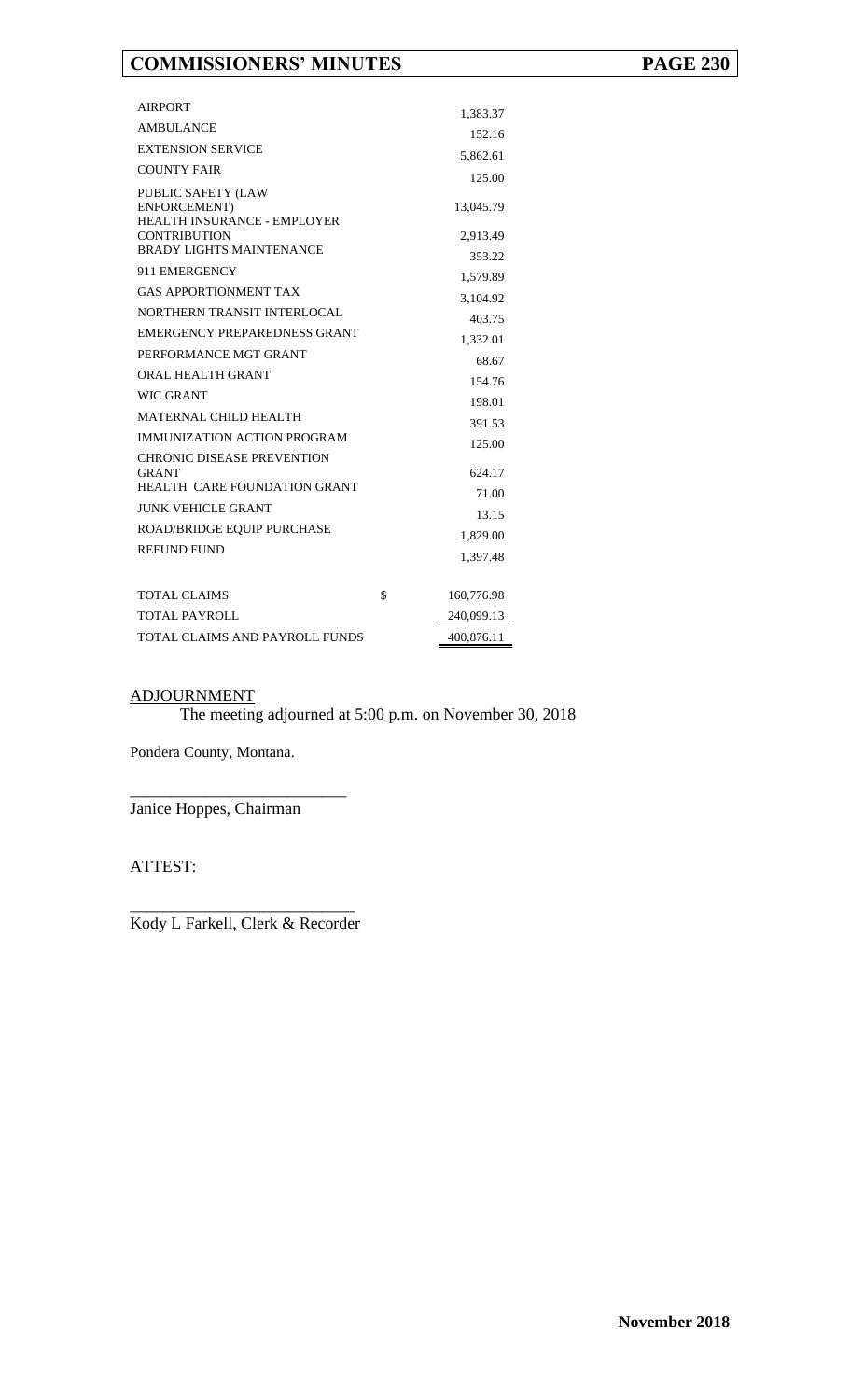| | | |
|---|---|---|
| AIRPORT | | 1,383.37 |
| AMBULANCE | | 152.16 |
| EXTENSION SERVICE | | 5,862.61 |
| COUNTY FAIR | | 125.00 |
| PUBLIC SAFETY (LAW ENFORCEMENT) | | 13,045.79 |
| HEALTH INSURANCE - EMPLOYER CONTRIBUTION | | 2,913.49 |
| BRADY LIGHTS MAINTENANCE | | 353.22 |
| 911 EMERGENCY | | 1,579.89 |
| GAS APPORTIONMENT TAX | | 3,104.92 |
| NORTHERN TRANSIT INTERLOCAL | | 403.75 |
| EMERGENCY PREPAREDNESS GRANT | | 1,332.01 |
| PERFORMANCE MGT GRANT | | 68.67 |
| ORAL HEALTH GRANT | | 154.76 |
| WIC GRANT | | 198.01 |
| MATERNAL CHILD HEALTH | | 391.53 |
| IMMUNIZATION ACTION PROGRAM | | 125.00 |
| CHRONIC DISEASE PREVENTION GRANT | | 624.17 |
| HEALTH CARE FOUNDATION GRANT | | 71.00 |
| JUNK VEHICLE GRANT | | 13.15 |
| ROAD/BRIDGE EQUIP PURCHASE | | 1,829.00 |
| REFUND FUND | | 1,397.48 |
| | | |
| TOTAL CLAIMS | $ | 160,776.98 |
| TOTAL PAYROLL | | 240,099.13 |
| TOTAL CLAIMS AND PAYROLL FUNDS | | 400,876.11 |

ADJOURNMENT

The meeting adjourned at 5:00 p.m. on November 30, 2018

Pondera County, Montana.

___________________________

Janice Hoppes, Chairman

ATTEST:

___________________________

Kody L Farkell, Clerk & Recorder